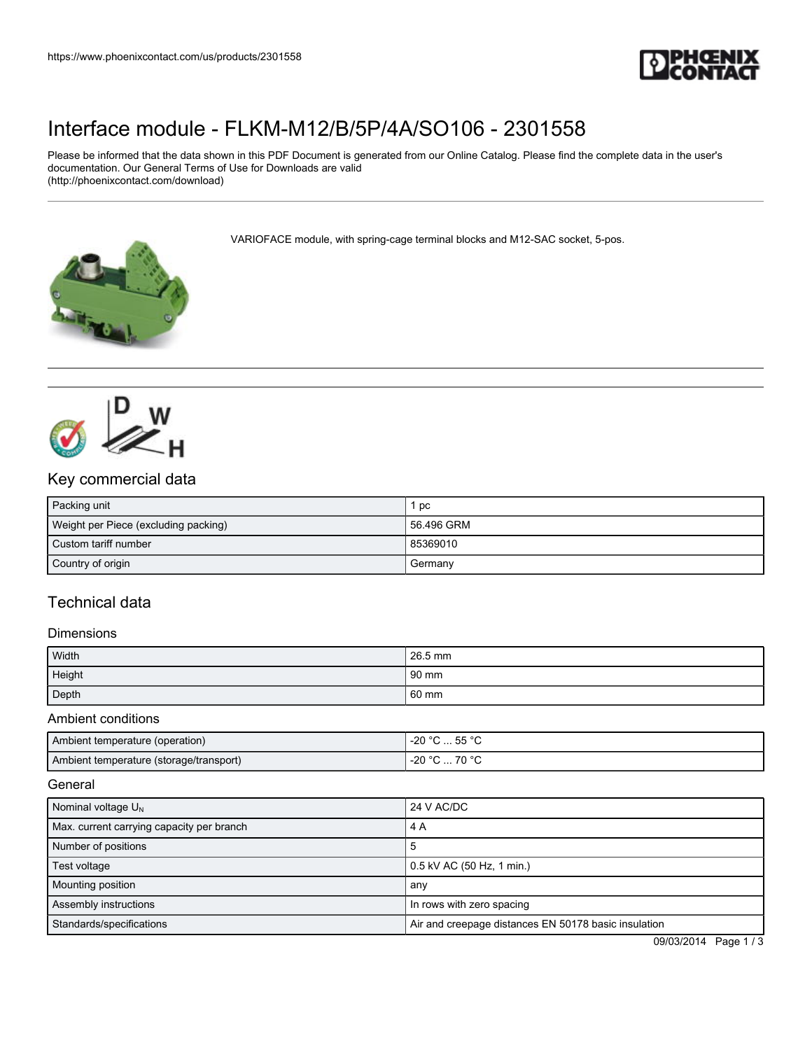# Interface module - FLKM-M12/B/5P/4A/SO106 - 2301558

Please be informed that the data shown in this PDF Document is generated from our Online Catalog. Please find the complete data in the user's documentation. Our General Terms of Use for Downloads are valid (http://phoenixcontact.com/download)

VARIOFACE module, with spring-cage terminal blocks and M12-SAC socket, 5-pos.

## Key commercial data

| | |
|---|---|
| Packing unit | 1 pc |
| Weight per Piece (excluding packing) | 56.496 GRM |
| Custom tariff number | 85369010 |
| Country of origin | Germany |

## Technical data

### Dimensions

| | |
|---|---|
| Width | 26.5 mm |
| Height | 90 mm |
| Depth | 60 mm |

### Ambient conditions

| | |
|---|---|
| Ambient temperature (operation) | -20 °C ... 55 °C |
| Ambient temperature (storage/transport) | -20 °C ... 70 °C |

### General

| | |
|---|---|
| Nominal voltage $U_N$ | 24 V AC/DC |
| Max. current carrying capacity per branch | 4 A |
| Number of positions | 5 |
| Test voltage | 0.5 kV AC (50 Hz, 1 min.) |
| Mounting position | any |
| Assembly instructions | In rows with zero spacing |
| Standards/specifications | Air and creepage distances EN 50178 basic insulation |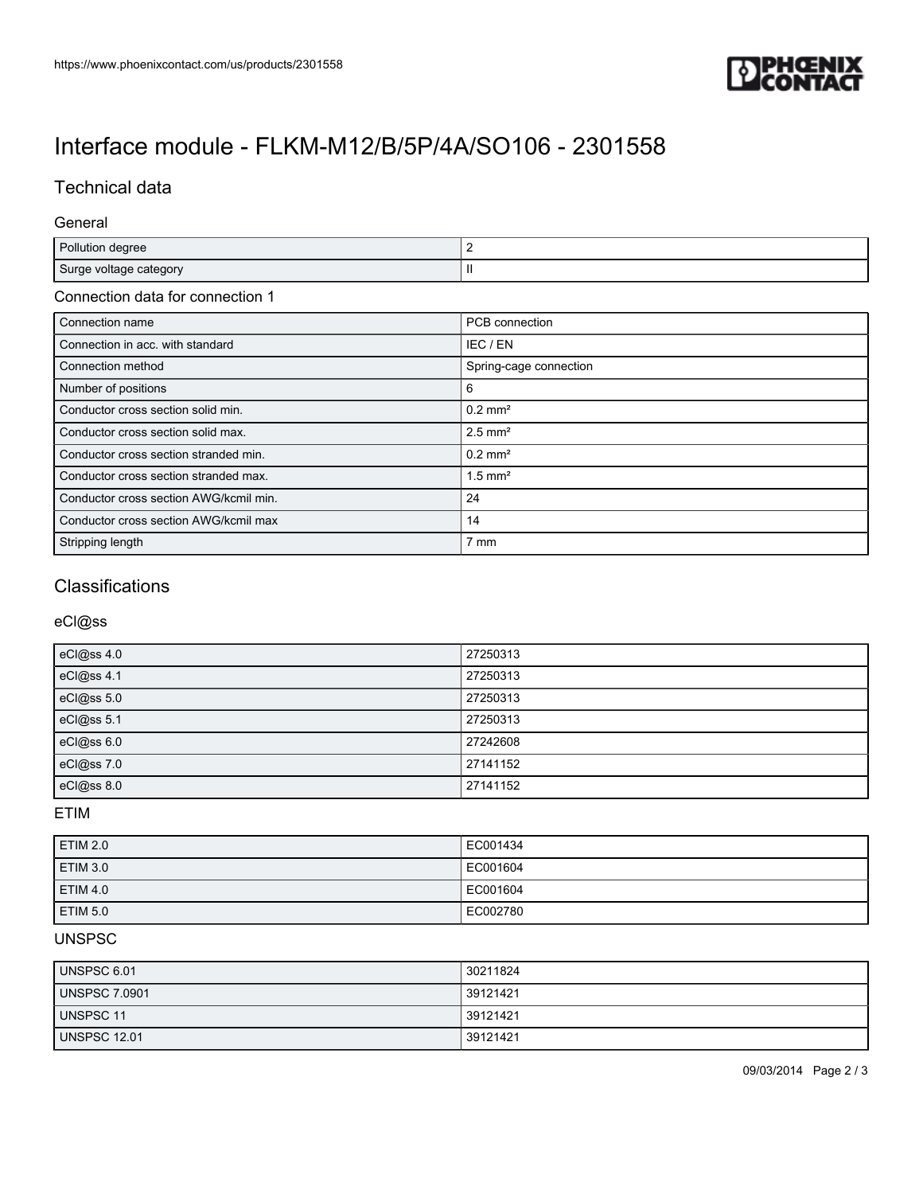# Interface module - FLKM-M12/B/5P/4A/SO106 - 2301558

## Technical data

### General

| | |
|---|---|
| Pollution degree | 2 |
| Surge voltage category | II |

### Connection data for connection 1

| | |
|---|---|
| Connection name | PCB connection |
| Connection in acc. with standard | IEC / EN |
| Connection method | Spring-cage connection |
| Number of positions | 6 |
| Conductor cross section solid min. | 0.2 mm² |
| Conductor cross section solid max. | 2.5 mm² |
| Conductor cross section stranded min. | 0.2 mm² |
| Conductor cross section stranded max. | 1.5 mm² |
| Conductor cross section AWG/kcmil min. | 24 |
| Conductor cross section AWG/kcmil max | 14 |
| Stripping length | 7 mm |

## Classifications

### eCl@ss

| | |
|---|---|
| eCl@ss 4.0 | 27250313 |
| eCl@ss 4.1 | 27250313 |
| eCl@ss 5.0 | 27250313 |
| eCl@ss 5.1 | 27250313 |
| eCl@ss 6.0 | 27242608 |
| eCl@ss 7.0 | 27141152 |
| eCl@ss 8.0 | 27141152 |

### ETIM

| | |
|---|---|
| ETIM 2.0 | EC001434 |
| ETIM 3.0 | EC001604 |
| ETIM 4.0 | EC001604 |
| ETIM 5.0 | EC002780 |

### UNSPSC

| | |
|---|---|
| UNSPSC 6.01 | 30211824 |
| UNSPSC 7.0901 | 39121421 |
| UNSPSC 11 | 39121421 |
| UNSPSC 12.01 | 39121421 |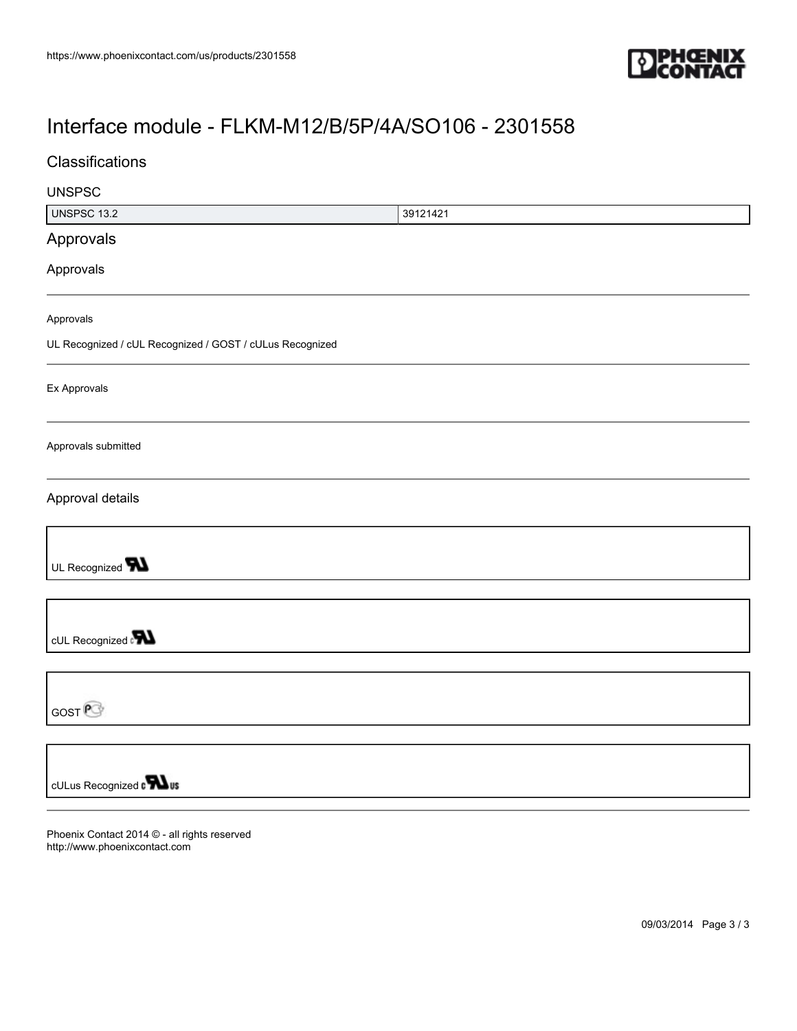# Interface module - FLKM-M12/B/5P/4A/SO106 - 2301558

## Classifications

### UNSPSC

| | |
|---|---|
| UNSPSC 13.2 | 39121421 |

## Approvals

### Approvals

Approvals

UL Recognized / cUL Recognized / GOST / cULus Recognized

Ex Approvals

Approvals submitted

### Approval details

UL Recognized

cUL Recognized

GOST

cULus Recognized

Phoenix Contact 2014 © - all rights reserved
http://www.phoenixcontact.com